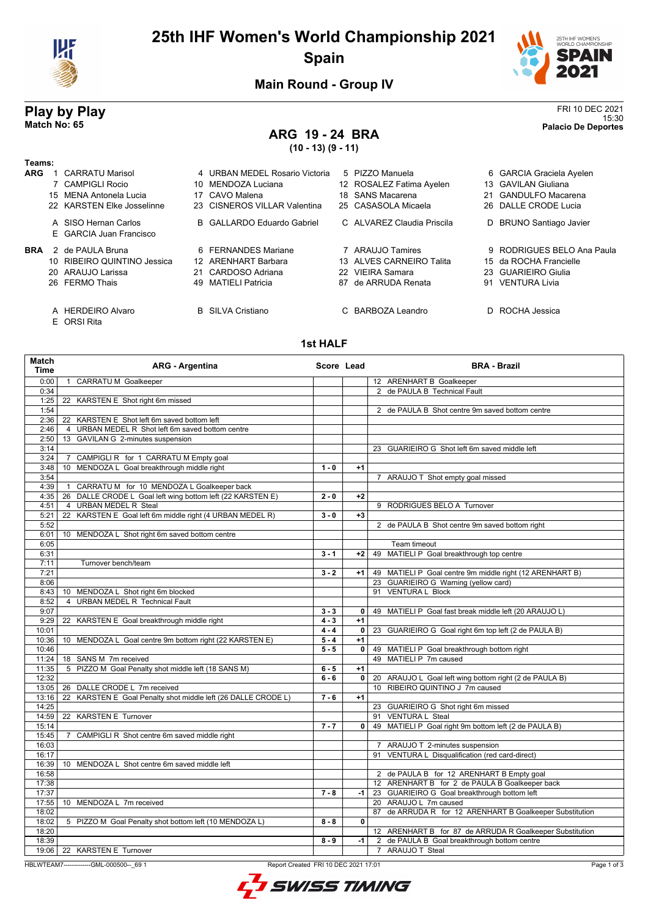# 25th IHF Women's World Championship 2021

## Spain

### Main Round - Group IV

## Play by Play

**Match No: 65**

FRI 10 DEC 2021
15:30
**Palacio De Deportes**

## ARG 19 - 24 BRA

**(10 - 13) (9 - 11)**

**Teams:**

**ARG**
1 CARRATU Marisol, 4 URBAN MEDEL Rosario Victoria, 5 PIZZO Manuela, 6 GARCIA Graciela Ayelen, 7 CAMPIGLI Rocio, 10 MENDOZA Luciana, 12 ROSALEZ Fatima Ayelen, 13 GAVILAN Giuliana, 15 MENA Antonela Lucia, 17 CAVO Malena, 18 SANS Macarena, 21 GANDULFO Macarena, 22 KARSTEN Elke Josselinne, 23 CISNEROS VILLAR Valentina, 25 CASASOLA Micaela, 26 DALLE CRODE Lucia

A SISO Hernan Carlos, B GALLARDO Eduardo Gabriel, C ALVAREZ Claudia Priscila, D BRUNO Santiago Javier, E GARCIA Juan Francisco

**BRA**
2 de PAULA Bruna, 6 FERNANDES Mariane, 7 ARAUJO Tamires, 9 RODRIGUES BELO Ana Paula, 10 RIBEIRO QUINTINO Jessica, 12 ARENHART Barbara, 13 ALVES CARNEIRO Talita, 15 da ROCHA Francielle, 20 ARAUJO Larissa, 21 CARDOSO Adriana, 22 VIEIRA Samara, 23 GUARIEIRO Giulia, 26 FERMO Thais, 49 MATIELI Patricia, 87 de ARRUDA Renata, 91 VENTURA Livia

A HERDEIRO Alvaro, B SILVA Cristiano, C BARBOZA Leandro, D ROCHA Jessica, E ORSI Rita

### 1st HALF

| Match Time | ARG - Argentina | Score | Lead | BRA - Brazil |
|---|---|---|---|---|
| 0:00 | 1 CARRATU M Goalkeeper | | | 12 ARENHART B Goalkeeper |
| 0:34 | | | | 2 de PAULA B Technical Fault |
| 1:25 | 22 KARSTEN E Shot right 6m missed | | | |
| 1:54 | | | | 2 de PAULA B Shot centre 9m saved bottom centre |
| 2:36 | 22 KARSTEN E Shot left 6m saved bottom left | | | |
| 2:46 | 4 URBAN MEDEL R Shot left 6m saved bottom centre | | | |
| 2:50 | 13 GAVILAN G 2-minutes suspension | | | |
| 3:14 | | | | 23 GUARIEIRO G Shot left 6m saved middle left |
| 3:24 | 7 CAMPIGLI R for 1 CARRATU M Empty goal | | | |
| 3:48 | 10 MENDOZA L Goal breakthrough middle right | 1 - 0 | +1 | |
| 3:54 | | | | 7 ARAUJO T Shot empty goal missed |
| 4:39 | 1 CARRATU M for 10 MENDOZA L Goalkeeper back | | | |
| 4:35 | 26 DALLE CRODE L Goal left wing bottom left (22 KARSTEN E) | 2 - 0 | +2 | |
| 4:51 | 4 URBAN MEDEL R Steal | | | 9 RODRIGUES BELO A Turnover |
| 5:21 | 22 KARSTEN E Goal left 6m middle right (4 URBAN MEDEL R) | 3 - 0 | +3 | |
| 5:52 | | | | 2 de PAULA B Shot centre 9m saved bottom right |
| 6:01 | 10 MENDOZA L Shot right 6m saved bottom centre | | | |
| 6:05 | | | | Team timeout |
| 6:31 | | 3 - 1 | +2 | 49 MATIELI P Goal breakthrough top centre |
| 7:11 | Turnover bench/team | | | |
| 7:21 | | 3 - 2 | +1 | 49 MATIELI P Goal centre 9m middle right (12 ARENHART B) |
| 8:06 | | | | 23 GUARIEIRO G Warning (yellow card) |
| 8:43 | 10 MENDOZA L Shot right 6m blocked | | | 91 VENTURA L Block |
| 8:52 | 4 URBAN MEDEL R Technical Fault | | | |
| 9:07 | | 3 - 3 | 0 | 49 MATIELI P Goal fast break middle left (20 ARAUJO L) |
| 9:29 | 22 KARSTEN E Goal breakthrough middle right | 4 - 3 | +1 | |
| 10:01 | | 4 - 4 | 0 | 23 GUARIEIRO G Goal right 6m top left (2 de PAULA B) |
| 10:36 | 10 MENDOZA L Goal centre 9m bottom right (22 KARSTEN E) | 5 - 4 | +1 | |
| 10:46 | | 5 - 5 | 0 | 49 MATIELI P Goal breakthrough bottom right |
| 11:24 | 18 SANS M 7m received | | | 49 MATIELI P 7m caused |
| 11:35 | 5 PIZZO M Goal Penalty shot middle left (18 SANS M) | 6 - 5 | +1 | |
| 12:32 | | 6 - 6 | 0 | 20 ARAUJO L Goal left wing bottom right (2 de PAULA B) |
| 13:05 | 26 DALLE CRODE L 7m received | | | 10 RIBEIRO QUINTINO J 7m caused |
| 13:16 | 22 KARSTEN E Goal Penalty shot middle left (26 DALLE CRODE L) | 7 - 6 | +1 | |
| 14:25 | | | | 23 GUARIEIRO G Shot right 6m missed |
| 14:59 | 22 KARSTEN E Turnover | | | 91 VENTURA L Steal |
| 15:14 | | 7 - 7 | 0 | 49 MATIELI P Goal right 9m bottom left (2 de PAULA B) |
| 15:45 | 7 CAMPIGLI R Shot centre 6m saved middle right | | | |
| 16:03 | | | | 7 ARAUJO T 2-minutes suspension |
| 16:17 | | | | 91 VENTURA L Disqualification (red card-direct) |
| 16:39 | 10 MENDOZA L Shot centre 6m saved middle left | | | |
| 16:58 | | | | 2 de PAULA B for 12 ARENHART B Empty goal |
| 17:38 | | | | 12 ARENHART B for 2 de PAULA B Goalkeeper back |
| 17:37 | | 7 - 8 | -1 | 23 GUARIEIRO G Goal breakthrough bottom left |
| 17:55 | 10 MENDOZA L 7m received | | | 20 ARAUJO L 7m caused |
| 18:02 | | | | 87 de ARRUDA R for 12 ARENHART B Goalkeeper Substitution |
| 18:02 | 5 PIZZO M Goal Penalty shot bottom left (10 MENDOZA L) | 8 - 8 | 0 | |
| 18:20 | | | | 12 ARENHART B for 87 de ARRUDA R Goalkeeper Substitution |
| 18:39 | | 8 - 9 | -1 | 2 de PAULA B Goal breakthrough bottom centre |
| 19:06 | 22 KARSTEN E Turnover | | | 7 ARAUJO T Steal |

HBLWTEAM7-------------GML-000500--_69 1 Report Created FRI 10 DEC 2021 17:01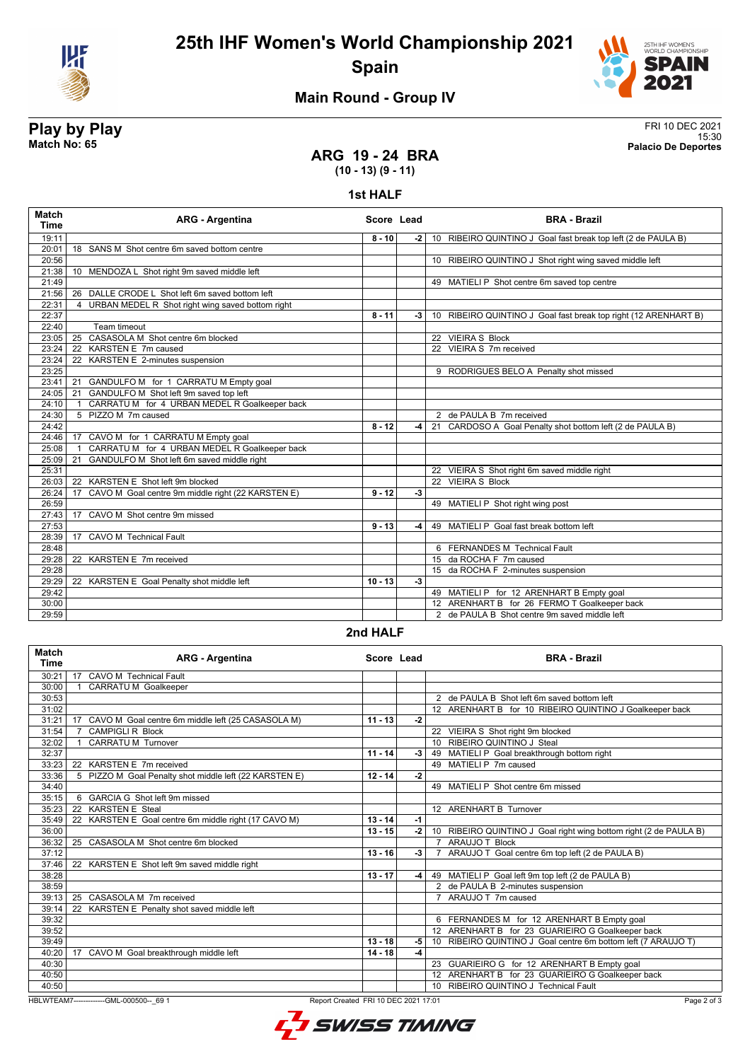# 25th IHF Women's World Championship 2021
## Spain

### Main Round - Group IV

**Play by Play**
**Match No: 65**

FRI 10 DEC 2021
15:30
**Palacio De Deportes**

## ARG 19 - 24 BRA
**(10 - 13) (9 - 11)**

### 1st HALF

| Match Time | ARG - Argentina | Score | Lead | BRA - Brazil |
|---|---|---|---|---|
| 19:11 | | 8 - 10 | -2 | 10 RIBEIRO QUINTINO J Goal fast break top left (2 de PAULA B) |
| 20:01 | 18 SANS M Shot centre 6m saved bottom centre | | | |
| 20:56 | | | | 10 RIBEIRO QUINTINO J Shot right wing saved middle left |
| 21:38 | 10 MENDOZA L Shot right 9m saved middle left | | | |
| 21:49 | | | | 49 MATIELI P Shot centre 6m saved top centre |
| 21:56 | 26 DALLE CRODE L Shot left 6m saved bottom left | | | |
| 22:31 | 4 URBAN MEDEL R Shot right wing saved bottom right | | | |
| 22:37 | | 8 - 11 | -3 | 10 RIBEIRO QUINTINO J Goal fast break top right (12 ARENHART B) |
| 22:40 | Team timeout | | | |
| 23:05 | 25 CASASOLA M Shot centre 6m blocked | | | 22 VIEIRA S Block |
| 23:24 | 22 KARSTEN E 7m caused | | | 22 VIEIRA S 7m received |
| 23:24 | 22 KARSTEN E 2-minutes suspension | | | |
| 23:25 | | | | 9 RODRIGUES BELO A Penalty shot missed |
| 23:41 | 21 GANDULFO M for 1 CARRATU M Empty goal | | | |
| 24:05 | 21 GANDULFO M Shot left 9m saved top left | | | |
| 24:10 | 1 CARRATU M for 4 URBAN MEDEL R Goalkeeper back | | | |
| 24:30 | 5 PIZZO M 7m caused | | | 2 de PAULA B 7m received |
| 24:42 | | 8 - 12 | -4 | 21 CARDOSO A Goal Penalty shot bottom left (2 de PAULA B) |
| 24:46 | 17 CAVO M for 1 CARRATU M Empty goal | | | |
| 25:08 | 1 CARRATU M for 4 URBAN MEDEL R Goalkeeper back | | | |
| 25:09 | 21 GANDULFO M Shot left 6m saved middle right | | | |
| 25:31 | | | | 22 VIEIRA S Shot right 6m saved middle right |
| 26:03 | 22 KARSTEN E Shot left 9m blocked | | | 22 VIEIRA S Block |
| 26:24 | 17 CAVO M Goal centre 9m middle right (22 KARSTEN E) | 9 - 12 | -3 | |
| 26:59 | | | | 49 MATIELI P Shot right wing post |
| 27:43 | 17 CAVO M Shot centre 9m missed | | | |
| 27:53 | | 9 - 13 | -4 | 49 MATIELI P Goal fast break bottom left |
| 28:39 | 17 CAVO M Technical Fault | | | |
| 28:48 | | | | 6 FERNANDES M Technical Fault |
| 29:28 | 22 KARSTEN E 7m received | | | 15 da ROCHA F 7m caused |
| 29:28 | | | | 15 da ROCHA F 2-minutes suspension |
| 29:29 | 22 KARSTEN E Goal Penalty shot middle left | 10 - 13 | -3 | |
| 29:42 | | | | 49 MATIELI P for 12 ARENHART B Empty goal |
| 30:00 | | | | 12 ARENHART B for 26 FERMO T Goalkeeper back |
| 29:59 | | | | 2 de PAULA B Shot centre 9m saved middle left |

### 2nd HALF

| Match Time | ARG - Argentina | Score | Lead | BRA - Brazil |
|---|---|---|---|---|
| 30:21 | 17 CAVO M Technical Fault | | | |
| 30:00 | 1 CARRATU M Goalkeeper | | | |
| 30:53 | | | | 2 de PAULA B Shot left 6m saved bottom left |
| 31:02 | | | | 12 ARENHART B for 10 RIBEIRO QUINTINO J Goalkeeper back |
| 31:21 | 17 CAVO M Goal centre 6m middle left (25 CASASOLA M) | 11 - 13 | -2 | |
| 31:54 | 7 CAMPIGLI R Block | | | 22 VIEIRA S Shot right 9m blocked |
| 32:02 | 1 CARRATU M Turnover | | | 10 RIBEIRO QUINTINO J Steal |
| 32:37 | | 11 - 14 | -3 | 49 MATIELI P Goal breakthrough bottom right |
| 33:23 | 22 KARSTEN E 7m received | | | 49 MATIELI P 7m caused |
| 33:36 | 5 PIZZO M Goal Penalty shot middle left (22 KARSTEN E) | 12 - 14 | -2 | |
| 34:40 | | | | 49 MATIELI P Shot centre 6m missed |
| 35:15 | 6 GARCIA G Shot left 9m missed | | | |
| 35:23 | 22 KARSTEN E Steal | | | 12 ARENHART B Turnover |
| 35:49 | 22 KARSTEN E Goal centre 6m middle right (17 CAVO M) | 13 - 14 | -1 | |
| 36:00 | | 13 - 15 | -2 | 10 RIBEIRO QUINTINO J Goal right wing bottom right (2 de PAULA B) |
| 36:32 | 25 CASASOLA M Shot centre 6m blocked | | | 7 ARAUJO T Block |
| 37:12 | | 13 - 16 | -3 | 7 ARAUJO T Goal centre 6m top left (2 de PAULA B) |
| 37:46 | 22 KARSTEN E Shot left 9m saved middle right | | | |
| 38:28 | | 13 - 17 | -4 | 49 MATIELI P Goal left 9m top left (2 de PAULA B) |
| 38:59 | | | | 2 de PAULA B 2-minutes suspension |
| 39:13 | 25 CASASOLA M 7m received | | | 7 ARAUJO T 7m caused |
| 39:14 | 22 KARSTEN E Penalty shot saved middle left | | | |
| 39:32 | | | | 6 FERNANDES M for 12 ARENHART B Empty goal |
| 39:52 | | | | 12 ARENHART B for 23 GUARIEIRO G Goalkeeper back |
| 39:49 | | 13 - 18 | -5 | 10 RIBEIRO QUINTINO J Goal centre 6m bottom left (7 ARAUJO T) |
| 40:20 | 17 CAVO M Goal breakthrough middle left | 14 - 18 | -4 | |
| 40:30 | | | | 23 GUARIEIRO G for 12 ARENHART B Empty goal |
| 40:50 | | | | 12 ARENHART B for 23 GUARIEIRO G Goalkeeper back |
| 40:50 | | | | 10 RIBEIRO QUINTINO J Technical Fault |

HBLWTEAM7-------------GML-000500--_69 1 Report Created FRI 10 DEC 2021 17:01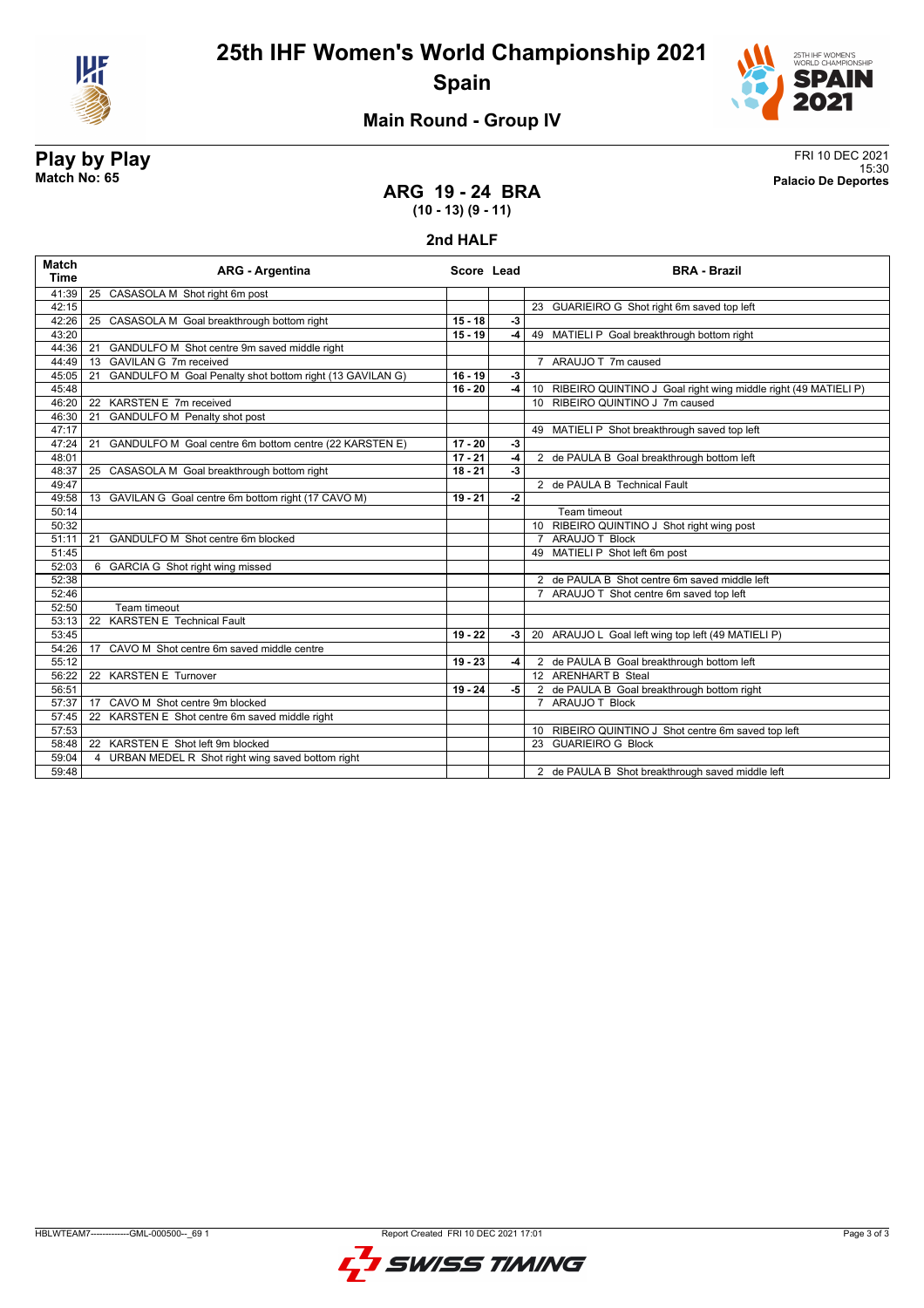# 25th IHF Women's World Championship 2021

## Spain

### Main Round - Group IV

**Play by Play**
**Match No: 65**

FRI 10 DEC 2021
15:30
**Palacio De Deportes**

## ARG 19 - 24 BRA

**(10 - 13) (9 - 11)**

### 2nd HALF

| Match Time | ARG - Argentina | Score | Lead | BRA - Brazil |
|---|---|---|---|---|
| 41:39 | 25 CASASOLA M Shot right 6m post | | | |
| 42:15 | | | | 23 GUARIEIRO G Shot right 6m saved top left |
| 42:26 | 25 CASASOLA M Goal breakthrough bottom right | 15 - 18 | -3 | |
| 43:20 | | 15 - 19 | -4 | 49 MATIELI P Goal breakthrough bottom right |
| 44:36 | 21 GANDULFO M Shot centre 9m saved middle right | | | |
| 44:49 | 13 GAVILAN G 7m received | | | 7 ARAUJO T 7m caused |
| 45:05 | 21 GANDULFO M Goal Penalty shot bottom right (13 GAVILAN G) | 16 - 19 | -3 | |
| 45:48 | | 16 - 20 | -4 | 10 RIBEIRO QUINTINO J Goal right wing middle right (49 MATIELI P) |
| 46:20 | 22 KARSTEN E 7m received | | | 10 RIBEIRO QUINTINO J 7m caused |
| 46:30 | 21 GANDULFO M Penalty shot post | | | |
| 47:17 | | | | 49 MATIELI P Shot breakthrough saved top left |
| 47:24 | 21 GANDULFO M Goal centre 6m bottom centre (22 KARSTEN E) | 17 - 20 | -3 | |
| 48:01 | | 17 - 21 | -4 | 2 de PAULA B Goal breakthrough bottom left |
| 48:37 | 25 CASASOLA M Goal breakthrough bottom right | 18 - 21 | -3 | |
| 49:47 | | | | 2 de PAULA B Technical Fault |
| 49:58 | 13 GAVILAN G Goal centre 6m bottom right (17 CAVO M) | 19 - 21 | -2 | |
| 50:14 | | | | Team timeout |
| 50:32 | | | | 10 RIBEIRO QUINTINO J Shot right wing post |
| 51:11 | 21 GANDULFO M Shot centre 6m blocked | | | 7 ARAUJO T Block |
| 51:45 | | | | 49 MATIELI P Shot left 6m post |
| 52:03 | 6 GARCIA G Shot right wing missed | | | |
| 52:38 | | | | 2 de PAULA B Shot centre 6m saved middle left |
| 52:46 | | | | 7 ARAUJO T Shot centre 6m saved top left |
| 52:50 | Team timeout | | | |
| 53:13 | 22 KARSTEN E Technical Fault | | | |
| 53:45 | | 19 - 22 | -3 | 20 ARAUJO L Goal left wing top left (49 MATIELI P) |
| 54:26 | 17 CAVO M Shot centre 6m saved middle centre | | | |
| 55:12 | | 19 - 23 | -4 | 2 de PAULA B Goal breakthrough bottom left |
| 56:22 | 22 KARSTEN E Turnover | | | 12 ARENHART B Steal |
| 56:51 | | 19 - 24 | -5 | 2 de PAULA B Goal breakthrough bottom right |
| 57:37 | 17 CAVO M Shot centre 9m blocked | | | 7 ARAUJO T Block |
| 57:45 | 22 KARSTEN E Shot centre 6m saved middle right | | | |
| 57:53 | | | | 10 RIBEIRO QUINTINO J Shot centre 6m saved top left |
| 58:48 | 22 KARSTEN E Shot left 9m blocked | | | 23 GUARIEIRO G Block |
| 59:04 | 4 URBAN MEDEL R Shot right wing saved bottom right | | | |
| 59:48 | | | | 2 de PAULA B Shot breakthrough saved middle left |

HBLWTEAM7--------------GML-000500--_69 1 Report Created FRI 10 DEC 2021 17:01